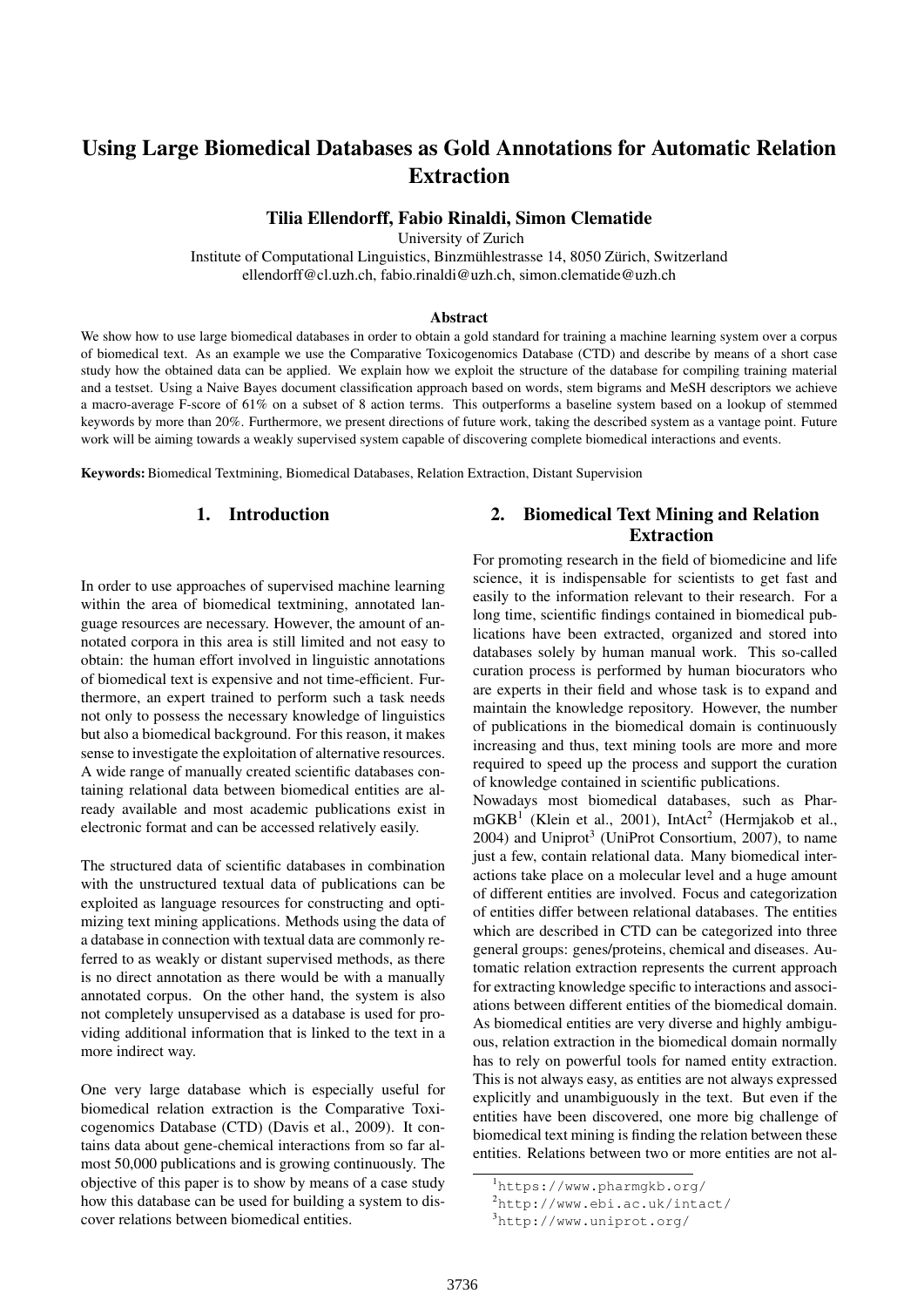# Using Large Biomedical Databases as Gold Annotations for Automatic Relation Extraction

**Tilia Ellendorff, Fabio Rinaldi, Simon Clematide**

University of Zurich

Institute of Computational Linguistics, Binzmühlestrasse 14, 8050 Zürich, Switzerland

ellendorff@cl.uzh.ch, fabio.rinaldi@uzh.ch, simon.clematide@uzh.ch

### Abstract

We show how to use large biomedical databases in order to obtain a gold standard for training a machine learning system over a corpus of biomedical text. As an example we use the Comparative Toxicogenomics Database (CTD) and describe by means of a short case study how the obtained data can be applied. We explain how we exploit the structure of the database for compiling training material and a testset. Using a Naive Bayes document classification approach based on words, stem bigrams and MeSH descriptors we achieve a macro-average F-score of 61% on a subset of 8 action terms. This outperforms a baseline system based on a lookup of stemmed keywords by more than 20%. Furthermore, we present directions of future work, taking the described system as a vantage point. Future work will be aiming towards a weakly supervised system capable of discovering complete biomedical interactions and events.

**Keywords:** Biomedical Textmining, Biomedical Databases, Relation Extraction, Distant Supervision

## 1. Introduction

In order to use approaches of supervised machine learning within the area of biomedical textmining, annotated language resources are necessary. However, the amount of annotated corpora in this area is still limited and not easy to obtain: the human effort involved in linguistic annotations of biomedical text is expensive and not time-efficient. Furthermore, an expert trained to perform such a task needs not only to possess the necessary knowledge of linguistics but also a biomedical background. For this reason, it makes sense to investigate the exploitation of alternative resources. A wide range of manually created scientific databases containing relational data between biomedical entities are already available and most academic publications exist in electronic format and can be accessed relatively easily.

The structured data of scientific databases in combination with the unstructured textual data of publications can be exploited as language resources for constructing and optimizing text mining applications. Methods using the data of a database in connection with textual data are commonly referred to as weakly or distant supervised methods, as there is no direct annotation as there would be with a manually annotated corpus. On the other hand, the system is also not completely unsupervised as a database is used for providing additional information that is linked to the text in a more indirect way.

One very large database which is especially useful for biomedical relation extraction is the Comparative Toxicogenomics Database (CTD) (Davis et al., 2009). It contains data about gene-chemical interactions from so far almost 50,000 publications and is growing continuously. The objective of this paper is to show by means of a case study how this database can be used for building a system to discover relations between biomedical entities.

## 2. Biomedical Text Mining and Relation Extraction

For promoting research in the field of biomedicine and life science, it is indispensable for scientists to get fast and easily to the information relevant to their research. For a long time, scientific findings contained in biomedical publications have been extracted, organized and stored into databases solely by human manual work. This so-called curation process is performed by human biocurators who are experts in their field and whose task is to expand and maintain the knowledge repository. However, the number of publications in the biomedical domain is continuously increasing and thus, text mining tools are more and more required to speed up the process and support the curation of knowledge contained in scientific publications.

Nowadays most biomedical databases, such as PharmGKB[1] (Klein et al., 2001), IntAct[2] (Hermjakob et al., 2004) and Uniprot[3] (UniProt Consortium, 2007), to name just a few, contain relational data. Many biomedical interactions take place on a molecular level and a huge amount of different entities are involved. Focus and categorization of entities differ between relational databases. The entities which are described in CTD can be categorized into three general groups: genes/proteins, chemical and diseases. Automatic relation extraction represents the current approach for extracting knowledge specific to interactions and associations between different entities of the biomedical domain. As biomedical entities are very diverse and highly ambiguous, relation extraction in the biomedical domain normally has to rely on powerful tools for named entity extraction. This is not always easy, as entities are not always expressed explicitly and unambiguously in the text. But even if the entities have been discovered, one more big challenge of biomedical text mining is finding the relation between these entities. Relations between two or more entities are not al-

[1] https://www.pharmgkb.org/

[2] http://www.ebi.ac.uk/intact/

[3] http://www.uniprot.org/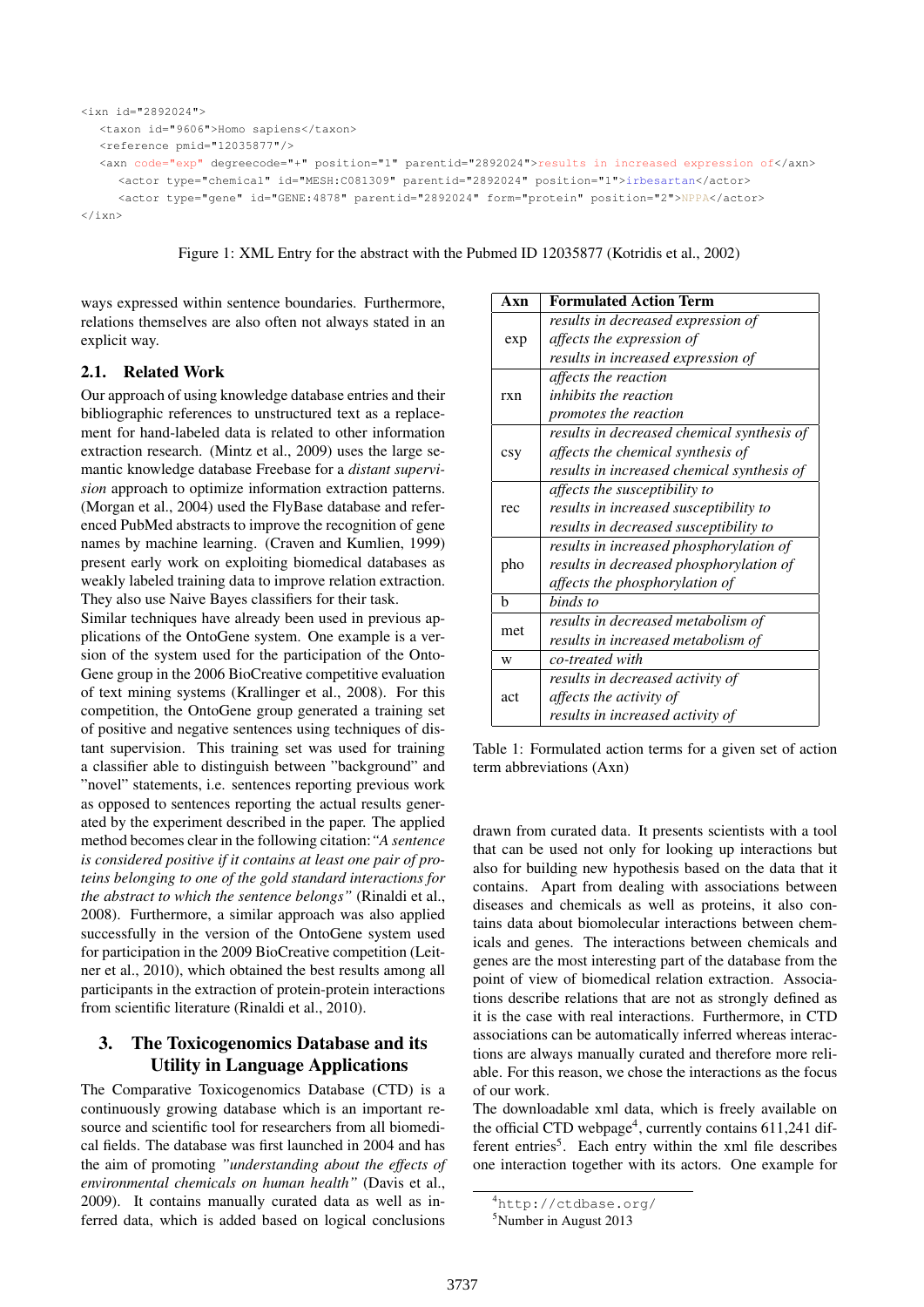```
<ixn id="2892024">
   <taxon id="9606">Homo sapiens</taxon>
   <reference pmid="12035877"/>
   <axn code="exp" degreecode="+" position="1" parentid="2892024">results in increased expression of</axn>
      <actor type="chemical" id="MESH:C081309" parentid="2892024" position="1">irbesartan</actor>
      <actor type="gene" id="GENE:4878" parentid="2892024" form="protein" position="2">NPPA</actor>
</ixn>
```

Figure 1: XML Entry for the abstract with the Pubmed ID 12035877 (Kotridis et al., 2002)

ways expressed within sentence boundaries. Furthermore, relations themselves are also often not always stated in an explicit way.

### 2.1. Related Work

Our approach of using knowledge database entries and their bibliographic references to unstructured text as a replacement for hand-labeled data is related to other information extraction research. (Mintz et al., 2009) uses the large semantic knowledge database Freebase for a *distant supervision* approach to optimize information extraction patterns. (Morgan et al., 2004) used the FlyBase database and referenced PubMed abstracts to improve the recognition of gene names by machine learning. (Craven and Kumlien, 1999) present early work on exploiting biomedical databases as weakly labeled training data to improve relation extraction. They also use Naive Bayes classifiers for their task.
Similar techniques have already been used in previous applications of the OntoGene system. One example is a version of the system used for the participation of the OntoGene group in the 2006 BioCreative competitive evaluation of text mining systems (Krallinger et al., 2008). For this competition, the OntoGene group generated a training set of positive and negative sentences using techniques of distant supervision. This training set was used for training a classifier able to distinguish between "background" and "novel" statements, i.e. sentences reporting previous work as opposed to sentences reporting the actual results generated by the experiment described in the paper. The applied method becomes clear in the following citation: *"A sentence is considered positive if it contains at least one pair of proteins belonging to one of the gold standard interactions for the abstract to which the sentence belongs"* (Rinaldi et al., 2008). Furthermore, a similar approach was also applied successfully in the version of the OntoGene system used for participation in the 2009 BioCreative competition (Leitner et al., 2010), which obtained the best results among all participants in the extraction of protein-protein interactions from scientific literature (Rinaldi et al., 2010).

## 3. The Toxicogenomics Database and its Utility in Language Applications

The Comparative Toxicogenomics Database (CTD) is a continuously growing database which is an important resource and scientific tool for researchers from all biomedical fields. The database was first launched in 2004 and has the aim of promoting *"understanding about the effects of environmental chemicals on human health"* (Davis et al., 2009). It contains manually curated data as well as inferred data, which is added based on logical conclusions

| Axn | Formulated Action Term |
|---|---|
| exp | *results in decreased expression of*<br>*affects the expression of*<br>*results in increased expression of* |
| rxn | *affects the reaction*<br>*inhibits the reaction*<br>*promotes the reaction* |
| csy | *results in decreased chemical synthesis of*<br>*affects the chemical synthesis of*<br>*results in increased chemical synthesis of* |
| rec | *affects the susceptibility to*<br>*results in increased susceptibility to*<br>*results in decreased susceptibility to* |
| pho | *results in increased phosphorylation of*<br>*results in decreased phosphorylation of*<br>*affects the phosphorylation of* |
| b | *binds to* |
| met | *results in decreased metabolism of*<br>*results in increased metabolism of* |
| w | *co-treated with* |
| act | *results in decreased activity of*<br>*affects the activity of*<br>*results in increased activity of* |

Table 1: Formulated action terms for a given set of action term abbreviations (Axn)

drawn from curated data. It presents scientists with a tool that can be used not only for looking up interactions but also for building new hypothesis based on the data that it contains. Apart from dealing with associations between diseases and chemicals as well as proteins, it also contains data about biomolecular interactions between chemicals and genes. The interactions between chemicals and genes are the most interesting part of the database from the point of view of biomedical relation extraction. Associations describe relations that are not as strongly defined as it is the case with real interactions. Furthermore, in CTD associations can be automatically inferred whereas interactions are always manually curated and therefore more reliable. For this reason, we chose the interactions as the focus of our work.
The downloadable xml data, which is freely available on the official CTD webpage[4], currently contains 611,241 different entries[5]. Each entry within the xml file describes one interaction together with its actors. One example for

[4] http://ctdbase.org/
[5] Number in August 2013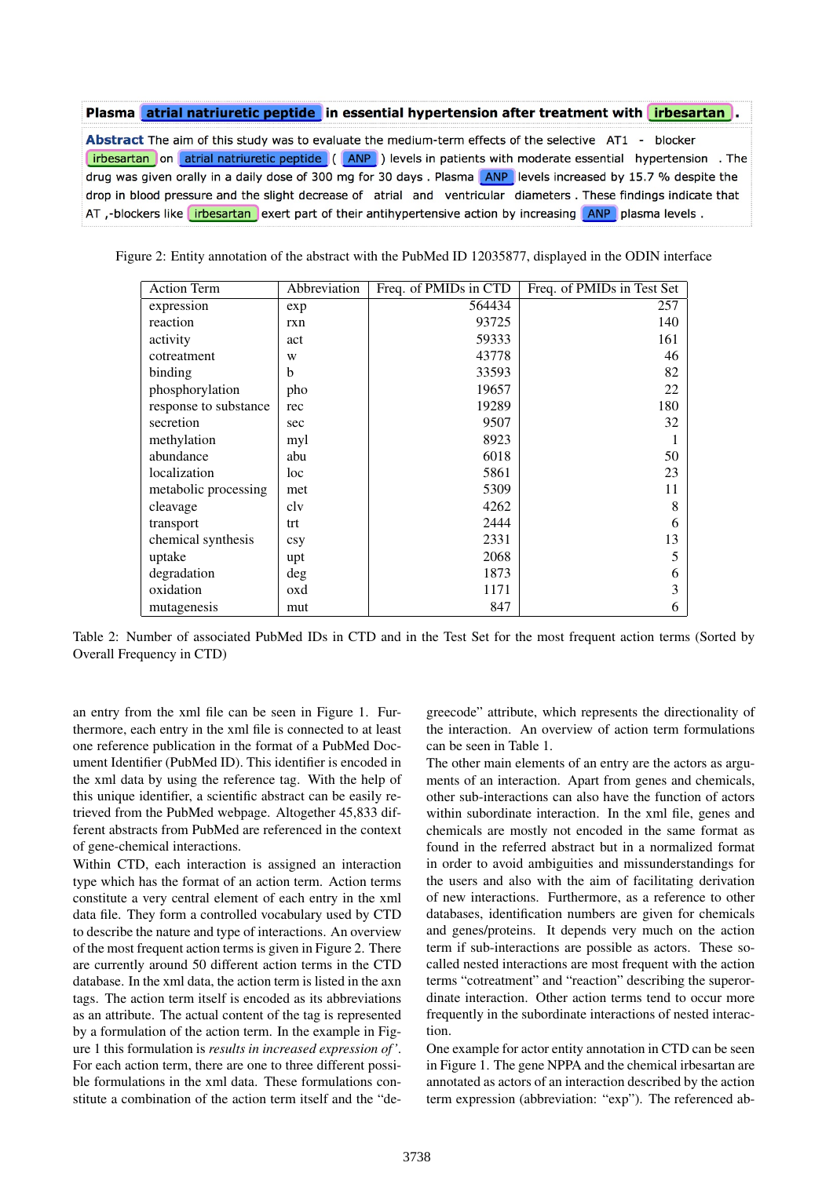Plasma atrial natriuretic peptide in essential hypertension after treatment with irbesartan .

Abstract The aim of this study was to evaluate the medium-term effects of the selective AT1 - blocker irbesartan on atrial natriuretic peptide ( ANP ) levels in patients with moderate essential hypertension . The drug was given orally in a daily dose of 300 mg for 30 days . Plasma ANP levels increased by 15.7 % despite the drop in blood pressure and the slight decrease of atrial and ventricular diameters . These findings indicate that AT ,-blockers like irbesartan exert part of their antihypertensive action by increasing ANP plasma levels .

Figure 2: Entity annotation of the abstract with the PubMed ID 12035877, displayed in the ODIN interface

| Action Term | Abbreviation | Freq. of PMIDs in CTD | Freq. of PMIDs in Test Set |
|---|---|---|---|
| expression | exp | 564434 | 257 |
| reaction | rxn | 93725 | 140 |
| activity | act | 59333 | 161 |
| cotreatment | w | 43778 | 46 |
| binding | b | 33593 | 82 |
| phosphorylation | pho | 19657 | 22 |
| response to substance | rec | 19289 | 180 |
| secretion | sec | 9507 | 32 |
| methylation | myl | 8923 | 1 |
| abundance | abu | 6018 | 50 |
| localization | loc | 5861 | 23 |
| metabolic processing | met | 5309 | 11 |
| cleavage | clv | 4262 | 8 |
| transport | trt | 2444 | 6 |
| chemical synthesis | csy | 2331 | 13 |
| uptake | upt | 2068 | 5 |
| degradation | deg | 1873 | 6 |
| oxidation | oxd | 1171 | 3 |
| mutagenesis | mut | 847 | 6 |

Table 2: Number of associated PubMed IDs in CTD and in the Test Set for the most frequent action terms (Sorted by Overall Frequency in CTD)

an entry from the xml file can be seen in Figure 1. Furthermore, each entry in the xml file is connected to at least one reference publication in the format of a PubMed Document Identifier (PubMed ID). This identifier is encoded in the xml data by using the reference tag. With the help of this unique identifier, a scientific abstract can be easily retrieved from the PubMed webpage. Altogether 45,833 different abstracts from PubMed are referenced in the context of gene-chemical interactions.

Within CTD, each interaction is assigned an interaction type which has the format of an action term. Action terms constitute a very central element of each entry in the xml data file. They form a controlled vocabulary used by CTD to describe the nature and type of interactions. An overview of the most frequent action terms is given in Figure 2. There are currently around 50 different action terms in the CTD database. In the xml data, the action term is listed in the axn tags. The action term itself is encoded as its abbreviations as an attribute. The actual content of the tag is represented by a formulation of the action term. In the example in Figure 1 this formulation is *results in increased expression of'*. For each action term, there are one to three different possible formulations in the xml data. These formulations constitute a combination of the action term itself and the "degreecode" attribute, which represents the directionality of the interaction. An overview of action term formulations can be seen in Table 1.

The other main elements of an entry are the actors as arguments of an interaction. Apart from genes and chemicals, other sub-interactions can also have the function of actors within subordinate interaction. In the xml file, genes and chemicals are mostly not encoded in the same format as found in the referred abstract but in a normalized format in order to avoid ambiguities and missunderstandings for the users and also with the aim of facilitating derivation of new interactions. Furthermore, as a reference to other databases, identification numbers are given for chemicals and genes/proteins. It depends very much on the action term if sub-interactions are possible as actors. These so-called nested interactions are most frequent with the action terms "cotreatment" and "reaction" describing the superordinate interaction. Other action terms tend to occur more frequently in the subordinate interactions of nested interaction.

One example for actor entity annotation in CTD can be seen in Figure 1. The gene NPPA and the chemical irbesartan are annotated as actors of an interaction described by the action term expression (abbreviation: "exp"). The referenced ab-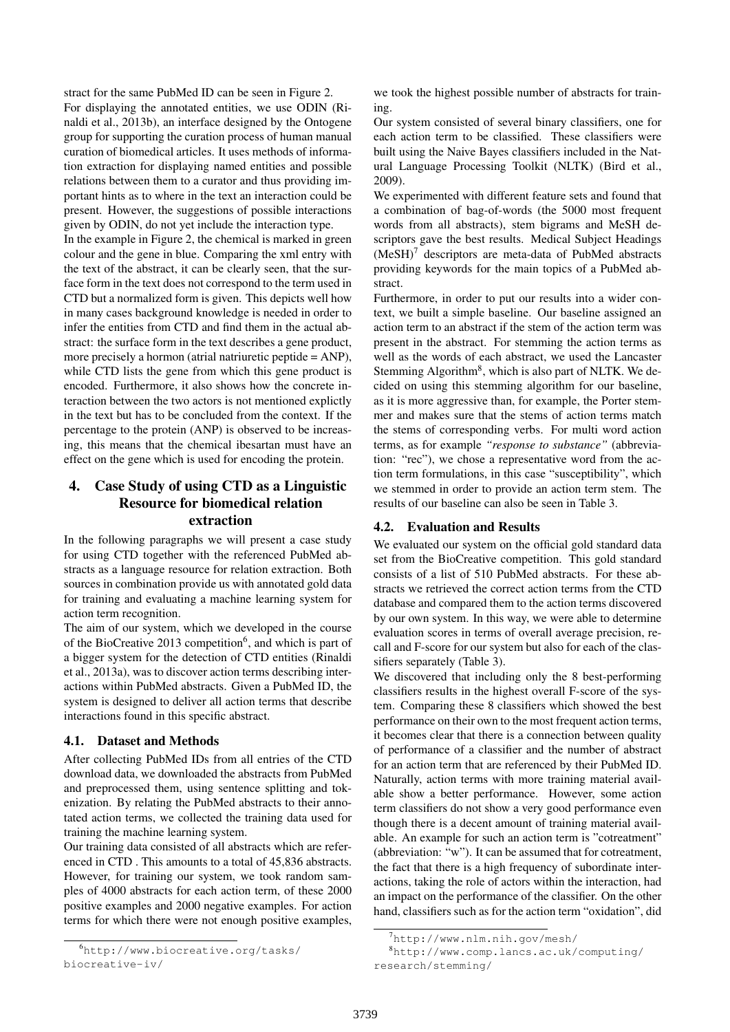stract for the same PubMed ID can be seen in Figure 2.

For displaying the annotated entities, we use ODIN (Rinaldi et al., 2013b), an interface designed by the Ontogene group for supporting the curation process of human manual curation of biomedical articles. It uses methods of information extraction for displaying named entities and possible relations between them to a curator and thus providing important hints as to where in the text an interaction could be present. However, the suggestions of possible interactions given by ODIN, do not yet include the interaction type.

In the example in Figure 2, the chemical is marked in green colour and the gene in blue. Comparing the xml entry with the text of the abstract, it can be clearly seen, that the surface form in the text does not correspond to the term used in CTD but a normalized form is given. This depicts well how in many cases background knowledge is needed in order to infer the entities from CTD and find them in the actual abstract: the surface form in the text describes a gene product, more precisely a hormon (atrial natriuretic peptide = ANP), while CTD lists the gene from which this gene product is encoded. Furthermore, it also shows how the concrete interaction between the two actors is not mentioned explictly in the text but has to be concluded from the context. If the percentage to the protein (ANP) is observed to be increasing, this means that the chemical ibesartan must have an effect on the gene which is used for encoding the protein.

## 4. Case Study of using CTD as a Linguistic Resource for biomedical relation extraction

In the following paragraphs we will present a case study for using CTD together with the referenced PubMed abstracts as a language resource for relation extraction. Both sources in combination provide us with annotated gold data for training and evaluating a machine learning system for action term recognition.

The aim of our system, which we developed in the course of the BioCreative 2013 competition[6], and which is part of a bigger system for the detection of CTD entities (Rinaldi et al., 2013a), was to discover action terms describing interactions within PubMed abstracts. Given a PubMed ID, the system is designed to deliver all action terms that describe interactions found in this specific abstract.

### 4.1. Dataset and Methods

After collecting PubMed IDs from all entries of the CTD download data, we downloaded the abstracts from PubMed and preprocessed them, using sentence splitting and tokenization. By relating the PubMed abstracts to their annotated action terms, we collected the training data used for training the machine learning system.

Our training data consisted of all abstracts which are referenced in CTD . This amounts to a total of 45,836 abstracts. However, for training our system, we took random samples of 4000 abstracts for each action term, of these 2000 positive examples and 2000 negative examples. For action terms for which there were not enough positive examples, we took the highest possible number of abstracts for training.

Our system consisted of several binary classifiers, one for each action term to be classified. These classifiers were built using the Naive Bayes classifiers included in the Natural Language Processing Toolkit (NLTK) (Bird et al., 2009).

We experimented with different feature sets and found that a combination of bag-of-words (the 5000 most frequent words from all abstracts), stem bigrams and MeSH descriptors gave the best results. Medical Subject Headings (MeSH)[7] descriptors are meta-data of PubMed abstracts providing keywords for the main topics of a PubMed abstract.

Furthermore, in order to put our results into a wider context, we built a simple baseline. Our baseline assigned an action term to an abstract if the stem of the action term was present in the abstract. For stemming the action terms as well as the words of each abstract, we used the Lancaster Stemming Algorithm[8], which is also part of NLTK. We decided on using this stemming algorithm for our baseline, as it is more aggressive than, for example, the Porter stemmer and makes sure that the stems of action terms match the stems of corresponding verbs. For multi word action terms, as for example *"response to substance"* (abbreviation: "rec"), we chose a representative word from the action term formulations, in this case "susceptibility", which we stemmed in order to provide an action term stem. The results of our baseline can also be seen in Table 3.

### 4.2. Evaluation and Results

We evaluated our system on the official gold standard data set from the BioCreative competition. This gold standard consists of a list of 510 PubMed abstracts. For these abstracts we retrieved the correct action terms from the CTD database and compared them to the action terms discovered by our own system. In this way, we were able to determine evaluation scores in terms of overall average precision, recall and F-score for our system but also for each of the classifiers separately (Table 3).

We discovered that including only the 8 best-performing classifiers results in the highest overall F-score of the system. Comparing these 8 classifiers which showed the best performance on their own to the most frequent action terms, it becomes clear that there is a connection between quality of performance of a classifier and the number of abstract for an action term that are referenced by their PubMed ID. Naturally, action terms with more training material available show a better performance. However, some action term classifiers do not show a very good performance even though there is a decent amount of training material available. An example for such an action term is "cotreatment" (abbreviation: "w"). It can be assumed that for cotreatment, the fact that there is a high frequency of subordinate interactions, taking the role of actors within the interaction, had an impact on the performance of the classifier. On the other hand, classifiers such as for the action term "oxidation", did

[6] http://www.biocreative.org/tasks/biocreative-iv/

[7] http://www.nlm.nih.gov/mesh/

[8] http://www.comp.lancs.ac.uk/computing/research/stemming/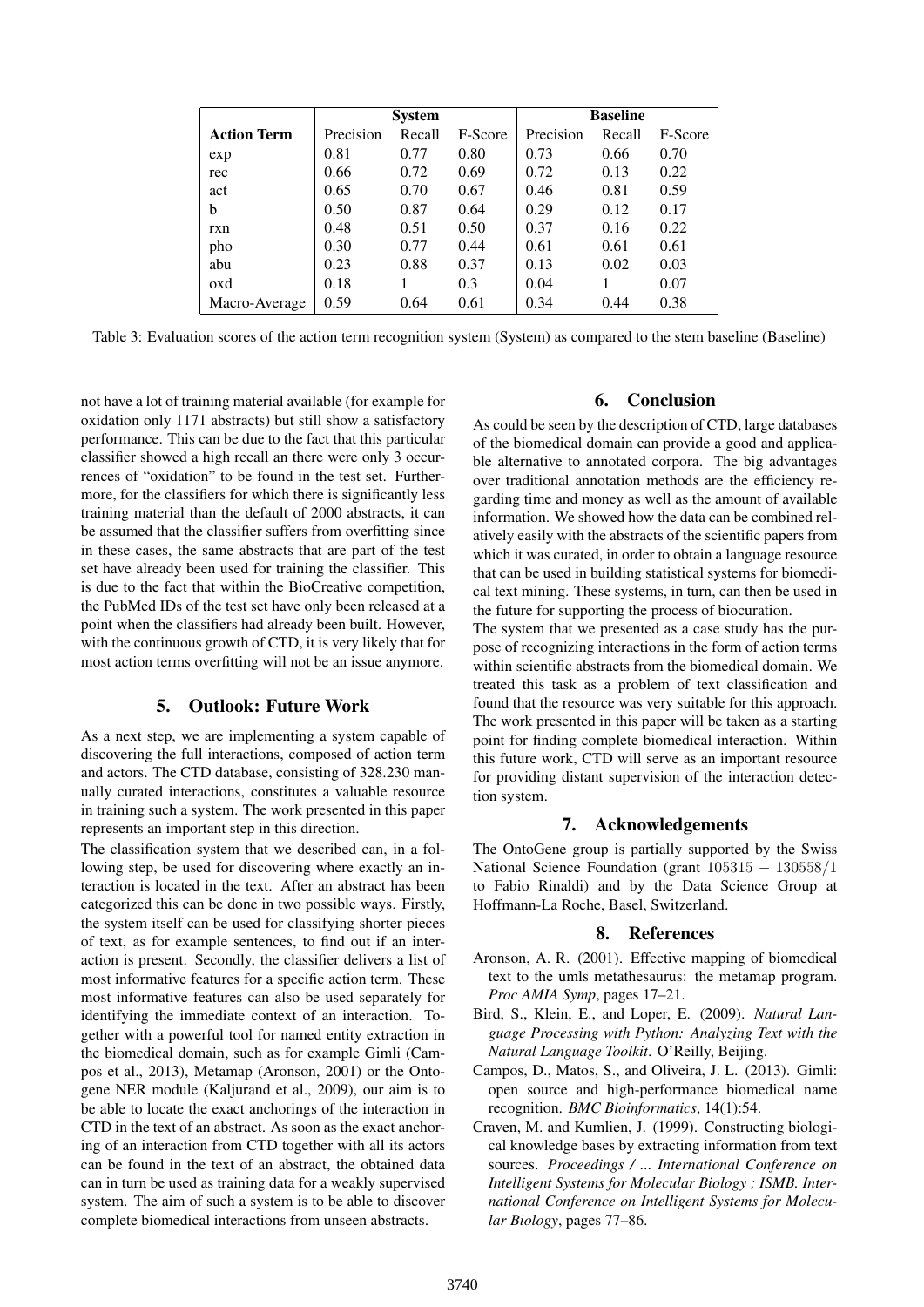| | System | | | Baseline | | |
|---|---|---|---|---|---|---|
| **Action Term** | Precision | Recall | F-Score | Precision | Recall | F-Score |
| exp | 0.81 | 0.77 | 0.80 | 0.73 | 0.66 | 0.70 |
| rec | 0.66 | 0.72 | 0.69 | 0.72 | 0.13 | 0.22 |
| act | 0.65 | 0.70 | 0.67 | 0.46 | 0.81 | 0.59 |
| b | 0.50 | 0.87 | 0.64 | 0.29 | 0.12 | 0.17 |
| rxn | 0.48 | 0.51 | 0.50 | 0.37 | 0.16 | 0.22 |
| pho | 0.30 | 0.77 | 0.44 | 0.61 | 0.61 | 0.61 |
| abu | 0.23 | 0.88 | 0.37 | 0.13 | 0.02 | 0.03 |
| oxd | 0.18 | 1 | 0.3 | 0.04 | 1 | 0.07 |
| Macro-Average | 0.59 | 0.64 | 0.61 | 0.34 | 0.44 | 0.38 |

Table 3: Evaluation scores of the action term recognition system (System) as compared to the stem baseline (Baseline)

not have a lot of training material available (for example for oxidation only 1171 abstracts) but still show a satisfactory performance. This can be due to the fact that this particular classifier showed a high recall an there were only 3 occurrences of "oxidation" to be found in the test set. Furthermore, for the classifiers for which there is significantly less training material than the default of 2000 abstracts, it can be assumed that the classifier suffers from overfitting since in these cases, the same abstracts that are part of the test set have already been used for training the classifier. This is due to the fact that within the BioCreative competition, the PubMed IDs of the test set have only been released at a point when the classifiers had already been built. However, with the continuous growth of CTD, it is very likely that for most action terms overfitting will not be an issue anymore.

## 5. Outlook: Future Work

As a next step, we are implementing a system capable of discovering the full interactions, composed of action term and actors. The CTD database, consisting of 328.230 manually curated interactions, constitutes a valuable resource in training such a system. The work presented in this paper represents an important step in this direction.

The classification system that we described can, in a following step, be used for discovering where exactly an interaction is located in the text. After an abstract has been categorized this can be done in two possible ways. Firstly, the system itself can be used for classifying shorter pieces of text, as for example sentences, to find out if an interaction is present. Secondly, the classifier delivers a list of most informative features for a specific action term. These most informative features can also be used separately for identifying the immediate context of an interaction. Together with a powerful tool for named entity extraction in the biomedical domain, such as for example Gimli (Campos et al., 2013), Metamap (Aronson, 2001) or the Ontogene NER module (Kaljurand et al., 2009), our aim is to be able to locate the exact anchorings of the interaction in CTD in the text of an abstract. As soon as the exact anchoring of an interaction from CTD together with all its actors can be found in the text of an abstract, the obtained data can in turn be used as training data for a weakly supervised system. The aim of such a system is to be able to discover complete biomedical interactions from unseen abstracts.

## 6. Conclusion

As could be seen by the description of CTD, large databases of the biomedical domain can provide a good and applicable alternative to annotated corpora. The big advantages over traditional annotation methods are the efficiency regarding time and money as well as the amount of available information. We showed how the data can be combined relatively easily with the abstracts of the scientific papers from which it was curated, in order to obtain a language resource that can be used in building statistical systems for biomedical text mining. These systems, in turn, can then be used in the future for supporting the process of biocuration.

The system that we presented as a case study has the purpose of recognizing interactions in the form of action terms within scientific abstracts from the biomedical domain. We treated this task as a problem of text classification and found that the resource was very suitable for this approach. The work presented in this paper will be taken as a starting point for finding complete biomedical interaction. Within this future work, CTD will serve as an important resource for providing distant supervision of the interaction detection system.

## 7. Acknowledgements

The OntoGene group is partially supported by the Swiss National Science Foundation (grant $105315 - 130558/1$ to Fabio Rinaldi) and by the Data Science Group at Hoffmann-La Roche, Basel, Switzerland.

## 8. References

Aronson, A. R. (2001). Effective mapping of biomedical text to the umls metathesaurus: the metamap program. *Proc AMIA Symp*, pages 17–21.

Bird, S., Klein, E., and Loper, E. (2009). *Natural Language Processing with Python: Analyzing Text with the Natural Language Toolkit*. O'Reilly, Beijing.

Campos, D., Matos, S., and Oliveira, J. L. (2013). Gimli: open source and high-performance biomedical name recognition. *BMC Bioinformatics*, 14(1):54.

Craven, M. and Kumlien, J. (1999). Constructing biological knowledge bases by extracting information from text sources. *Proceedings / ... International Conference on Intelligent Systems for Molecular Biology ; ISMB. International Conference on Intelligent Systems for Molecular Biology*, pages 77–86.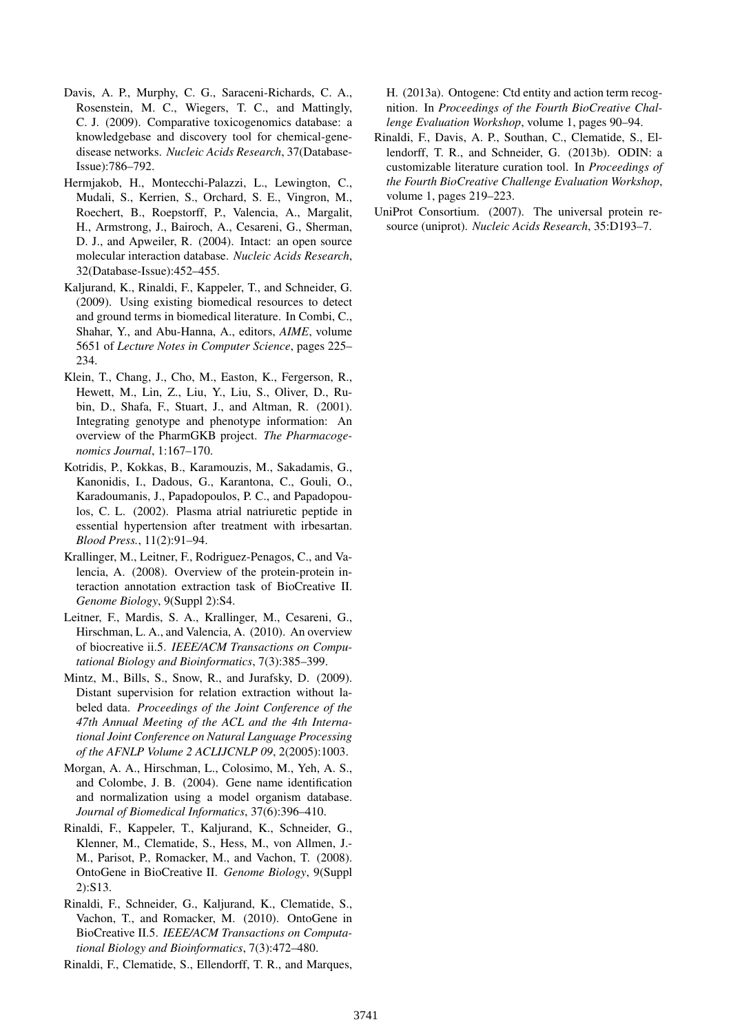Davis, A. P., Murphy, C. G., Saraceni-Richards, C. A., Rosenstein, M. C., Wiegers, T. C., and Mattingly, C. J. (2009). Comparative toxicogenomics database: a knowledgebase and discovery tool for chemical-gene-disease networks. *Nucleic Acids Research*, 37(Database-Issue):786–792.

Hermjakob, H., Montecchi-Palazzi, L., Lewington, C., Mudali, S., Kerrien, S., Orchard, S. E., Vingron, M., Roechert, B., Roepstorff, P., Valencia, A., Margalit, H., Armstrong, J., Bairoch, A., Cesareni, G., Sherman, D. J., and Apweiler, R. (2004). Intact: an open source molecular interaction database. *Nucleic Acids Research*, 32(Database-Issue):452–455.

Kaljurand, K., Rinaldi, F., Kappeler, T., and Schneider, G. (2009). Using existing biomedical resources to detect and ground terms in biomedical literature. In Combi, C., Shahar, Y., and Abu-Hanna, A., editors, *AIME*, volume 5651 of *Lecture Notes in Computer Science*, pages 225–234.

Klein, T., Chang, J., Cho, M., Easton, K., Fergerson, R., Hewett, M., Lin, Z., Liu, Y., Liu, S., Oliver, D., Rubin, D., Shafa, F., Stuart, J., and Altman, R. (2001). Integrating genotype and phenotype information: An overview of the PharmGKB project. *The Pharmacogenomics Journal*, 1:167–170.

Kotridis, P., Kokkas, B., Karamouzis, M., Sakadamis, G., Kanonidis, I., Dadous, G., Karantona, C., Gouli, O., Karadoumanis, J., Papadopoulos, P. C., and Papadopoulos, C. L. (2002). Plasma atrial natriuretic peptide in essential hypertension after treatment with irbesartan. *Blood Press.*, 11(2):91–94.

Krallinger, M., Leitner, F., Rodriguez-Penagos, C., and Valencia, A. (2008). Overview of the protein-protein interaction annotation extraction task of BioCreative II. *Genome Biology*, 9(Suppl 2):S4.

Leitner, F., Mardis, S. A., Krallinger, M., Cesareni, G., Hirschman, L. A., and Valencia, A. (2010). An overview of biocreative ii.5. *IEEE/ACM Transactions on Computational Biology and Bioinformatics*, 7(3):385–399.

Mintz, M., Bills, S., Snow, R., and Jurafsky, D. (2009). Distant supervision for relation extraction without labeled data. *Proceedings of the Joint Conference of the 47th Annual Meeting of the ACL and the 4th International Joint Conference on Natural Language Processing of the AFNLP Volume 2 ACLIJCNLP 09*, 2(2005):1003.

Morgan, A. A., Hirschman, L., Colosimo, M., Yeh, A. S., and Colombe, J. B. (2004). Gene name identification and normalization using a model organism database. *Journal of Biomedical Informatics*, 37(6):396–410.

Rinaldi, F., Kappeler, T., Kaljurand, K., Schneider, G., Klenner, M., Clematide, S., Hess, M., von Allmen, J.-M., Parisot, P., Romacker, M., and Vachon, T. (2008). OntoGene in BioCreative II. *Genome Biology*, 9(Suppl 2):S13.

Rinaldi, F., Schneider, G., Kaljurand, K., Clematide, S., Vachon, T., and Romacker, M. (2010). OntoGene in BioCreative II.5. *IEEE/ACM Transactions on Computational Biology and Bioinformatics*, 7(3):472–480.

Rinaldi, F., Clematide, S., Ellendorff, T. R., and Marques, H. (2013a). Ontogene: Ctd entity and action term recognition. In *Proceedings of the Fourth BioCreative Challenge Evaluation Workshop*, volume 1, pages 90–94.

Rinaldi, F., Davis, A. P., Southan, C., Clematide, S., Ellendorff, T. R., and Schneider, G. (2013b). ODIN: a customizable literature curation tool. In *Proceedings of the Fourth BioCreative Challenge Evaluation Workshop*, volume 1, pages 219–223.

UniProt Consortium. (2007). The universal protein resource (uniprot). *Nucleic Acids Research*, 35:D193–7.